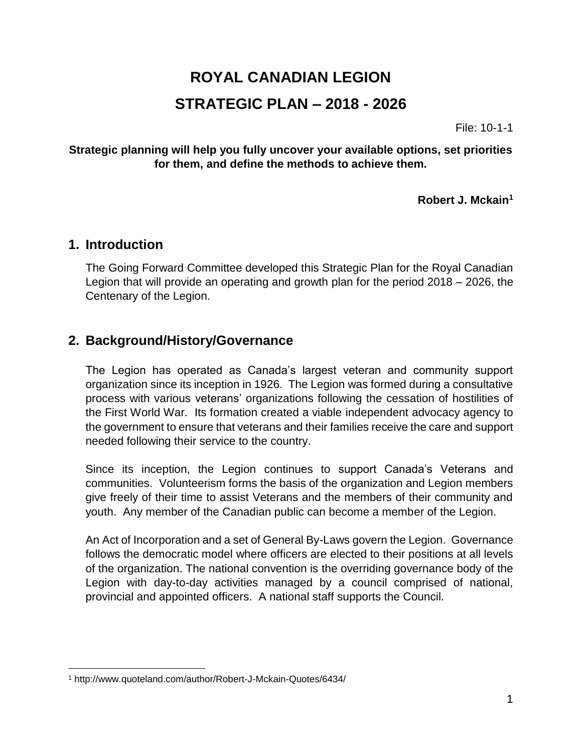# ROYAL CANADIAN LEGION

# STRATEGIC PLAN – 2018 - 2026

File: 10-1-1

**Strategic planning will help you fully uncover your available options, set priorities for them, and define the methods to achieve them.**

**Robert J. Mckain**[1]

## 1. Introduction

The Going Forward Committee developed this Strategic Plan for the Royal Canadian Legion that will provide an operating and growth plan for the period 2018 – 2026, the Centenary of the Legion.

## 2. Background/History/Governance

The Legion has operated as Canada's largest veteran and community support organization since its inception in 1926. The Legion was formed during a consultative process with various veterans' organizations following the cessation of hostilities of the First World War. Its formation created a viable independent advocacy agency to the government to ensure that veterans and their families receive the care and support needed following their service to the country.

Since its inception, the Legion continues to support Canada's Veterans and communities. Volunteerism forms the basis of the organization and Legion members give freely of their time to assist Veterans and the members of their community and youth. Any member of the Canadian public can become a member of the Legion.

An Act of Incorporation and a set of General By-Laws govern the Legion. Governance follows the democratic model where officers are elected to their positions at all levels of the organization. The national convention is the overriding governance body of the Legion with day-to-day activities managed by a council comprised of national, provincial and appointed officers. A national staff supports the Council.

---

[1] http://www.quoteland.com/author/Robert-J-Mckain-Quotes/6434/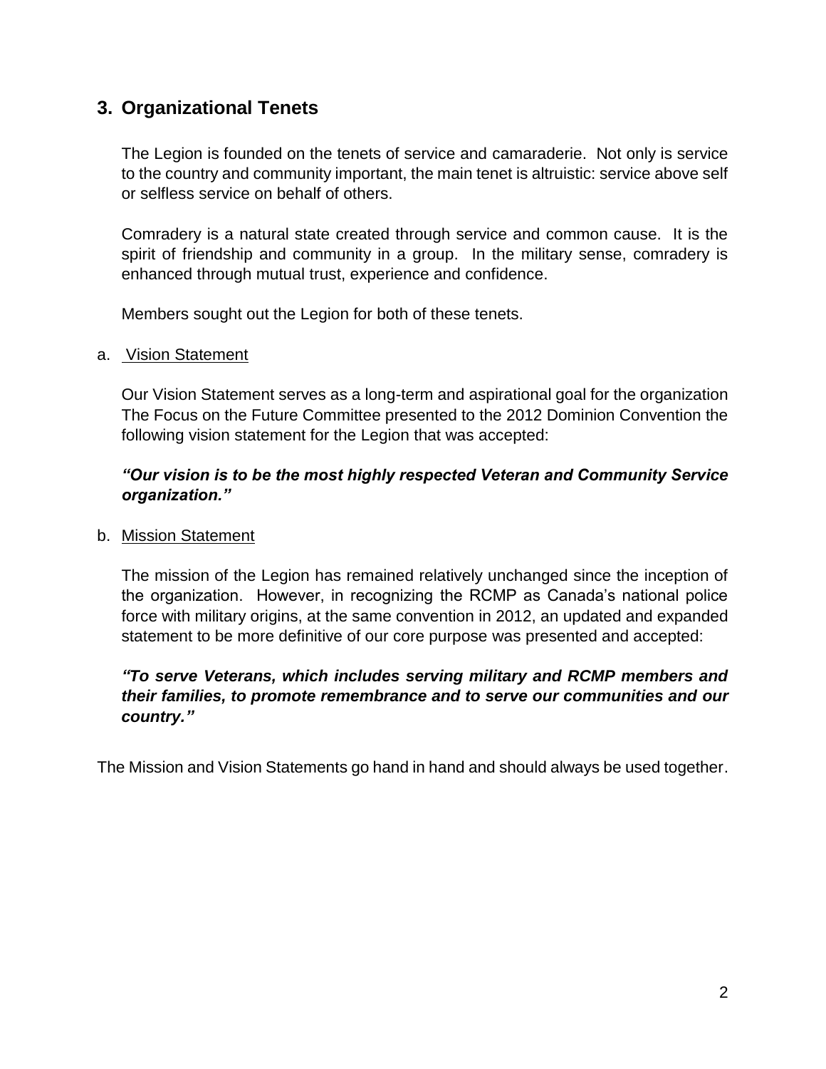## 3. Organizational Tenets

The Legion is founded on the tenets of service and camaraderie. Not only is service to the country and community important, the main tenet is altruistic: service above self or selfless service on behalf of others.

Comradery is a natural state created through service and common cause. It is the spirit of friendship and community in a group. In the military sense, comradery is enhanced through mutual trust, experience and confidence.

Members sought out the Legion for both of these tenets.

a. Vision Statement

Our Vision Statement serves as a long-term and aspirational goal for the organization The Focus on the Future Committee presented to the 2012 Dominion Convention the following vision statement for the Legion that was accepted:

***"Our vision is to be the most highly respected Veteran and Community Service organization."***

b. Mission Statement

The mission of the Legion has remained relatively unchanged since the inception of the organization. However, in recognizing the RCMP as Canada's national police force with military origins, at the same convention in 2012, an updated and expanded statement to be more definitive of our core purpose was presented and accepted:

***"To serve Veterans, which includes serving military and RCMP members and their families, to promote remembrance and to serve our communities and our country."***

The Mission and Vision Statements go hand in hand and should always be used together.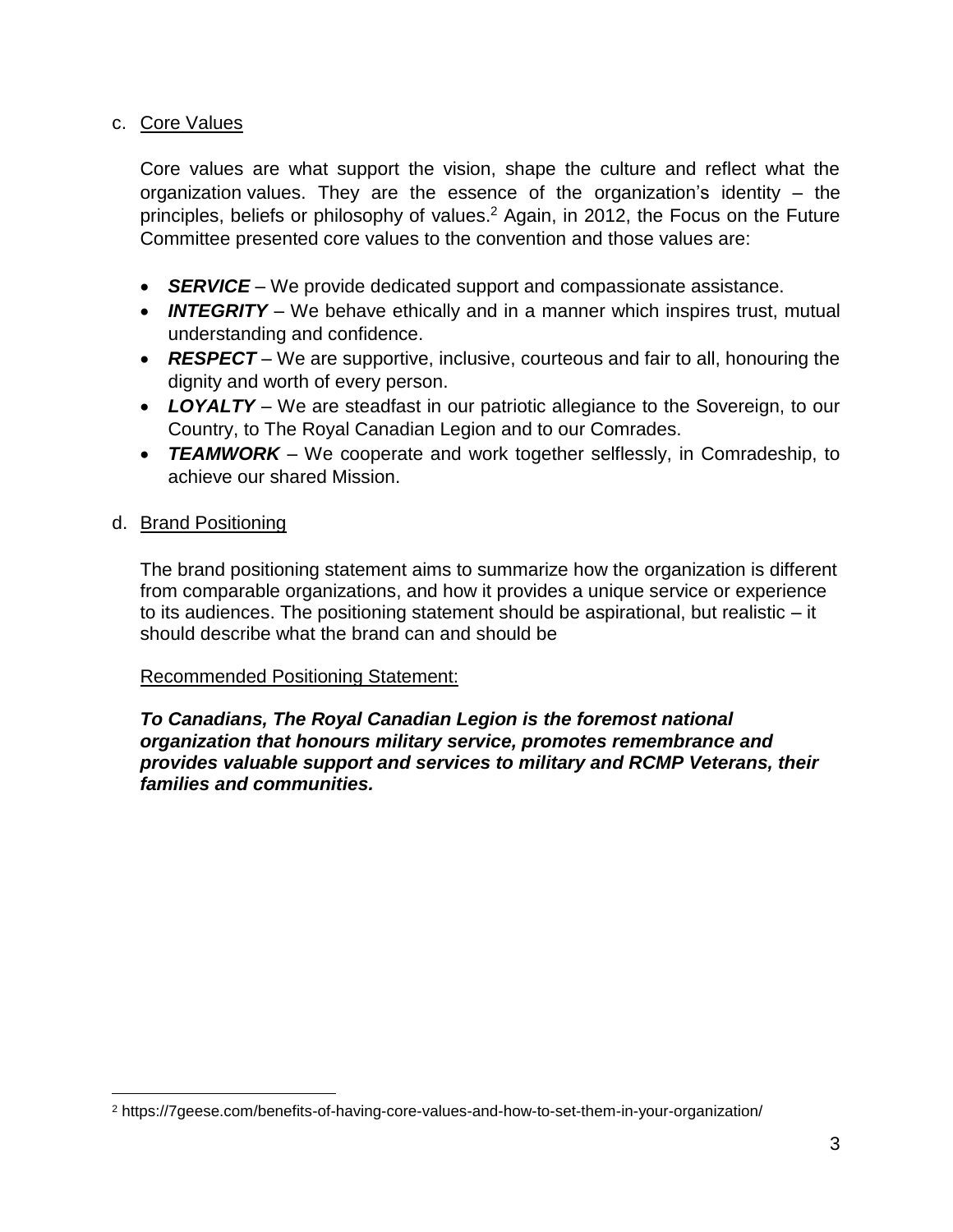c. Core Values

Core values are what support the vision, shape the culture and reflect what the organization values. They are the essence of the organization's identity – the principles, beliefs or philosophy of values.[2] Again, in 2012, the Focus on the Future Committee presented core values to the convention and those values are:

- ***SERVICE*** – We provide dedicated support and compassionate assistance.
- ***INTEGRITY*** – We behave ethically and in a manner which inspires trust, mutual understanding and confidence.
- ***RESPECT*** – We are supportive, inclusive, courteous and fair to all, honouring the dignity and worth of every person.
- ***LOYALTY*** – We are steadfast in our patriotic allegiance to the Sovereign, to our Country, to The Royal Canadian Legion and to our Comrades.
- ***TEAMWORK*** – We cooperate and work together selflessly, in Comradeship, to achieve our shared Mission.

d. Brand Positioning

The brand positioning statement aims to summarize how the organization is different from comparable organizations, and how it provides a unique service or experience to its audiences. The positioning statement should be aspirational, but realistic – it should describe what the brand can and should be

Recommended Positioning Statement:

***To Canadians, The Royal Canadian Legion is the foremost national organization that honours military service, promotes remembrance and provides valuable support and services to military and RCMP Veterans, their families and communities.***

[2] https://7geese.com/benefits-of-having-core-values-and-how-to-set-them-in-your-organization/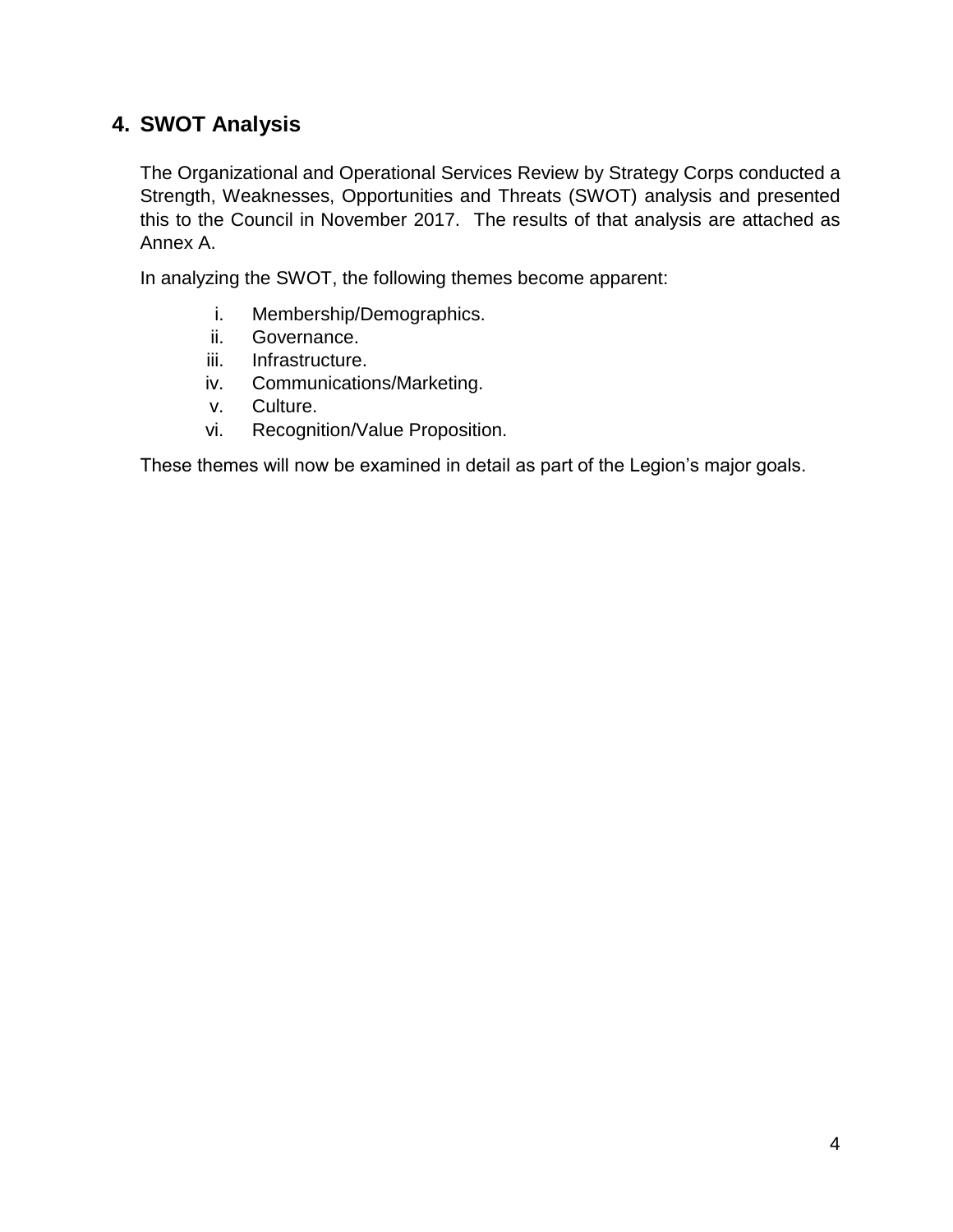## 4. SWOT Analysis

The Organizational and Operational Services Review by Strategy Corps conducted a Strength, Weaknesses, Opportunities and Threats (SWOT) analysis and presented this to the Council in November 2017. The results of that analysis are attached as Annex A.

In analyzing the SWOT, the following themes become apparent:

i. Membership/Demographics.
ii. Governance.
iii. Infrastructure.
iv. Communications/Marketing.
v. Culture.
vi. Recognition/Value Proposition.

These themes will now be examined in detail as part of the Legion's major goals.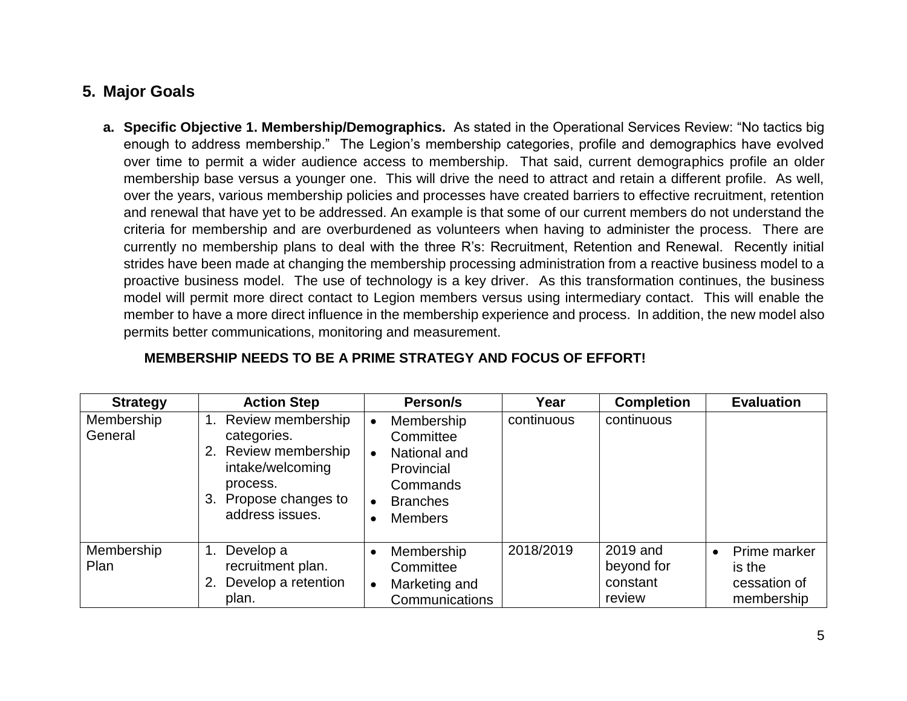## 5. Major Goals

**a. Specific Objective 1. Membership/Demographics.** As stated in the Operational Services Review: "No tactics big enough to address membership." The Legion's membership categories, profile and demographics have evolved over time to permit a wider audience access to membership. That said, current demographics profile an older membership base versus a younger one. This will drive the need to attract and retain a different profile. As well, over the years, various membership policies and processes have created barriers to effective recruitment, retention and renewal that have yet to be addressed. An example is that some of our current members do not understand the criteria for membership and are overburdened as volunteers when having to administer the process. There are currently no membership plans to deal with the three R's: Recruitment, Retention and Renewal. Recently initial strides have been made at changing the membership processing administration from a reactive business model to a proactive business model. The use of technology is a key driver. As this transformation continues, the business model will permit more direct contact to Legion members versus using intermediary contact. This will enable the member to have a more direct influence in the membership experience and process. In addition, the new model also permits better communications, monitoring and measurement.

**MEMBERSHIP NEEDS TO BE A PRIME STRATEGY AND FOCUS OF EFFORT!**

| Strategy | Action Step | Person/s | Year | Completion | Evaluation |
|---|---|---|---|---|---|
| Membership General | 1. Review membership categories.<br>2. Review membership intake/welcoming process.<br>3. Propose changes to address issues. | • Membership Committee<br>• National and Provincial Commands<br>• Branches<br>• Members | continuous | continuous | |
| Membership Plan | 1. Develop a recruitment plan.<br>2. Develop a retention plan. | • Membership Committee<br>• Marketing and Communications | 2018/2019 | 2019 and beyond for constant review | • Prime marker is the cessation of membership |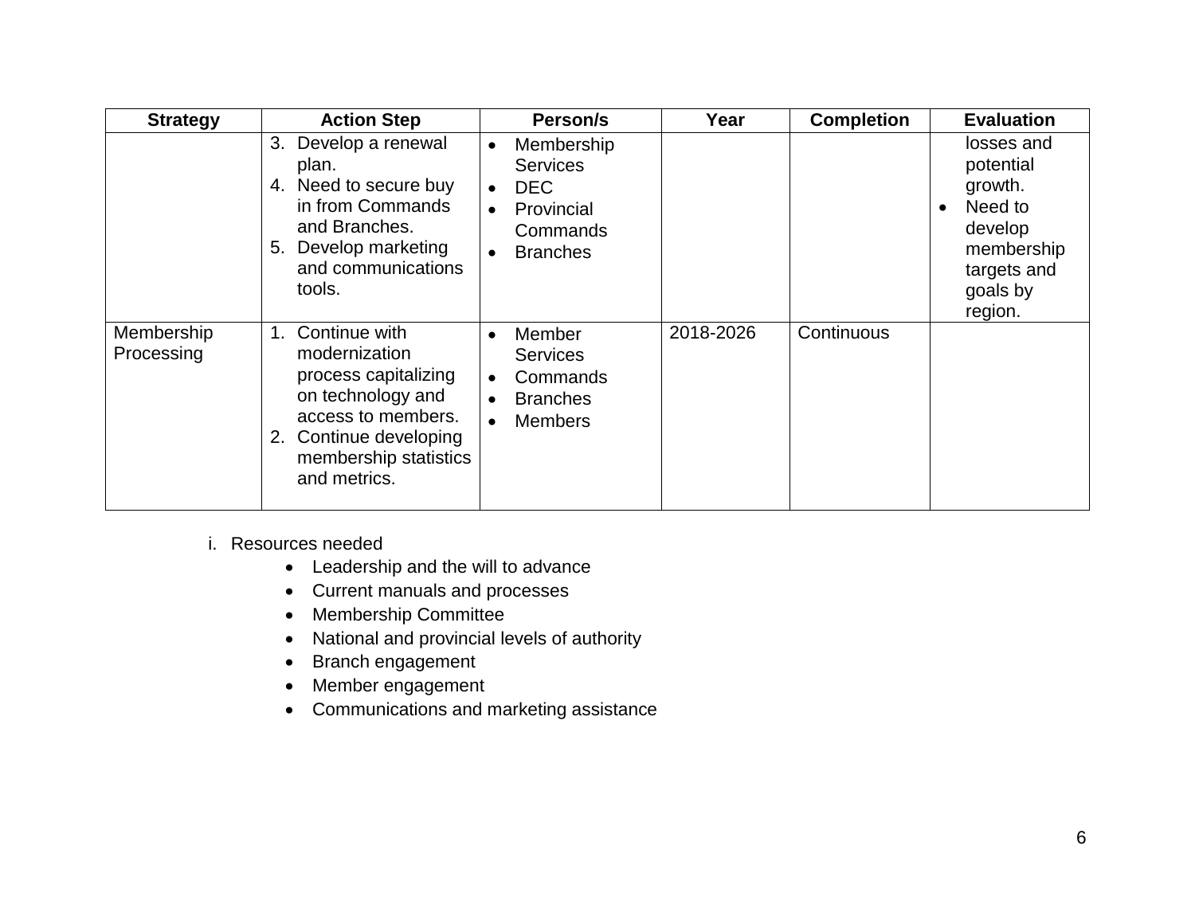| Strategy | Action Step | Person/s | Year | Completion | Evaluation |
|---|---|---|---|---|---|
| | 3. Develop a renewal plan.<br>4. Need to secure buy in from Commands and Branches.<br>5. Develop marketing and communications tools. | • Membership Services<br>• DEC<br>• Provincial Commands<br>• Branches | | | losses and potential growth.<br>• Need to develop membership targets and goals by region. |
| Membership Processing | 1. Continue with modernization process capitalizing on technology and access to members.<br>2. Continue developing membership statistics and metrics. | • Member Services<br>• Commands<br>• Branches<br>• Members | 2018-2026 | Continuous | |

i. Resources needed
   - Leadership and the will to advance
   - Current manuals and processes
   - Membership Committee
   - National and provincial levels of authority
   - Branch engagement
   - Member engagement
   - Communications and marketing assistance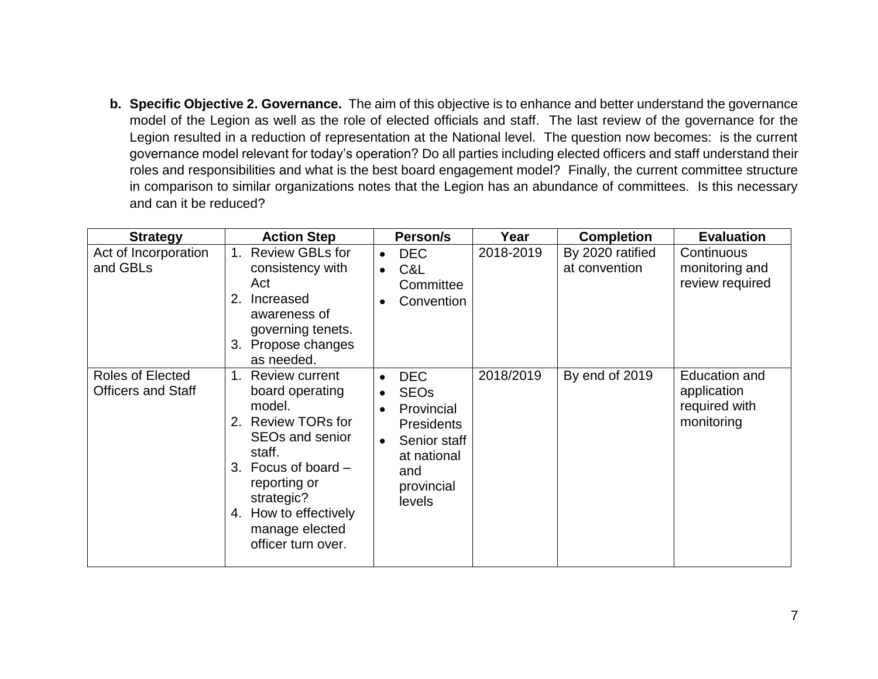**b. Specific Objective 2. Governance.** The aim of this objective is to enhance and better understand the governance model of the Legion as well as the role of elected officials and staff. The last review of the governance for the Legion resulted in a reduction of representation at the National level. The question now becomes: is the current governance model relevant for today's operation? Do all parties including elected officers and staff understand their roles and responsibilities and what is the best board engagement model? Finally, the current committee structure in comparison to similar organizations notes that the Legion has an abundance of committees. Is this necessary and can it be reduced?

| Strategy | Action Step | Person/s | Year | Completion | Evaluation |
|---|---|---|---|---|---|
| Act of Incorporation and GBLs | 1. Review GBLs for consistency with Act<br>2. Increased awareness of governing tenets.<br>3. Propose changes as needed. | • DEC<br>• C&L Committee<br>• Convention | 2018-2019 | By 2020 ratified at convention | Continuous monitoring and review required |
| Roles of Elected Officers and Staff | 1. Review current board operating model.<br>2. Review TORs for SEOs and senior staff.<br>3. Focus of board – reporting or strategic?<br>4. How to effectively manage elected officer turn over. | • DEC<br>• SEOs<br>• Provincial Presidents<br>• Senior staff at national and provincial levels | 2018/2019 | By end of 2019 | Education and application required with monitoring |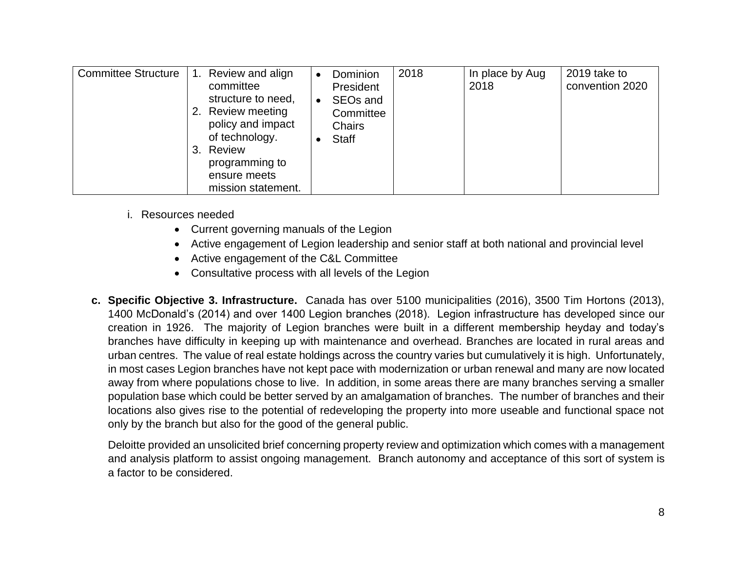| Committee Structure | 1. Review and align committee structure to need,<br>2. Review meeting policy and impact of technology.<br>3. Review programming to ensure meets mission statement. | • Dominion President<br>• SEOs and Committee Chairs<br>• Staff | 2018 | In place by Aug 2018 | 2019 take to convention 2020 |
|---|---|---|---|---|---|

i. Resources needed

- Current governing manuals of the Legion
- Active engagement of Legion leadership and senior staff at both national and provincial level
- Active engagement of the C&L Committee
- Consultative process with all levels of the Legion

**c. Specific Objective 3. Infrastructure.** Canada has over 5100 municipalities (2016), 3500 Tim Hortons (2013), 1400 McDonald's (2014) and over 1400 Legion branches (2018). Legion infrastructure has developed since our creation in 1926. The majority of Legion branches were built in a different membership heyday and today's branches have difficulty in keeping up with maintenance and overhead. Branches are located in rural areas and urban centres. The value of real estate holdings across the country varies but cumulatively it is high. Unfortunately, in most cases Legion branches have not kept pace with modernization or urban renewal and many are now located away from where populations chose to live. In addition, in some areas there are many branches serving a smaller population base which could be better served by an amalgamation of branches. The number of branches and their locations also gives rise to the potential of redeveloping the property into more useable and functional space not only by the branch but also for the good of the general public.

Deloitte provided an unsolicited brief concerning property review and optimization which comes with a management and analysis platform to assist ongoing management. Branch autonomy and acceptance of this sort of system is a factor to be considered.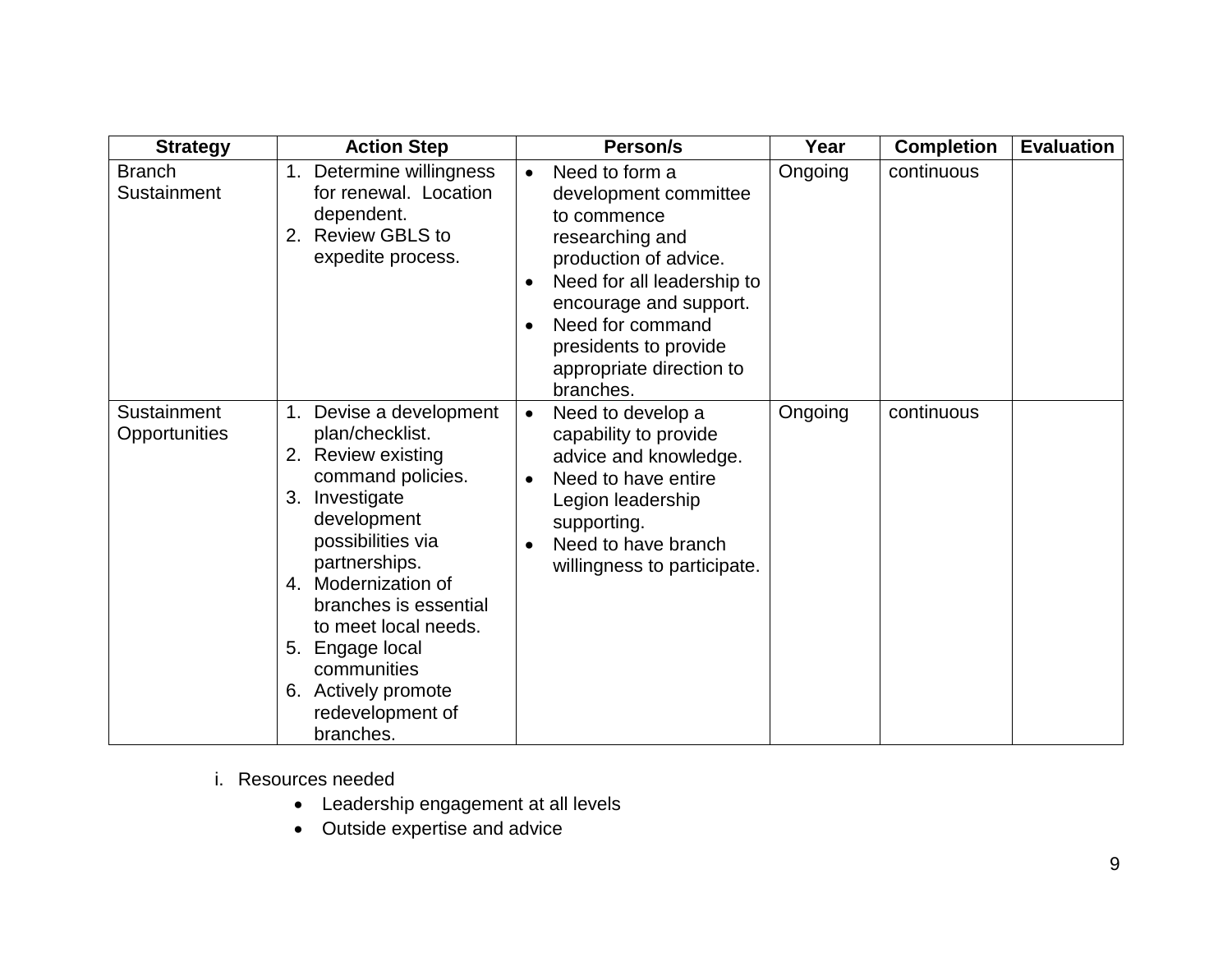| Strategy | Action Step | Person/s | Year | Completion | Evaluation |
|---|---|---|---|---|---|
| Branch Sustainment | 1. Determine willingness for renewal. Location dependent.<br>2. Review GBLS to expedite process. | • Need to form a development committee to commence researching and production of advice.<br>• Need for all leadership to encourage and support.<br>• Need for command presidents to provide appropriate direction to branches. | Ongoing | continuous | |
| Sustainment Opportunities | 1. Devise a development plan/checklist.<br>2. Review existing command policies.<br>3. Investigate development possibilities via partnerships.<br>4. Modernization of branches is essential to meet local needs.<br>5. Engage local communities<br>6. Actively promote redevelopment of branches. | • Need to develop a capability to provide advice and knowledge.<br>• Need to have entire Legion leadership supporting.<br>• Need to have branch willingness to participate. | Ongoing | continuous | |

i. Resources needed

- Leadership engagement at all levels
- Outside expertise and advice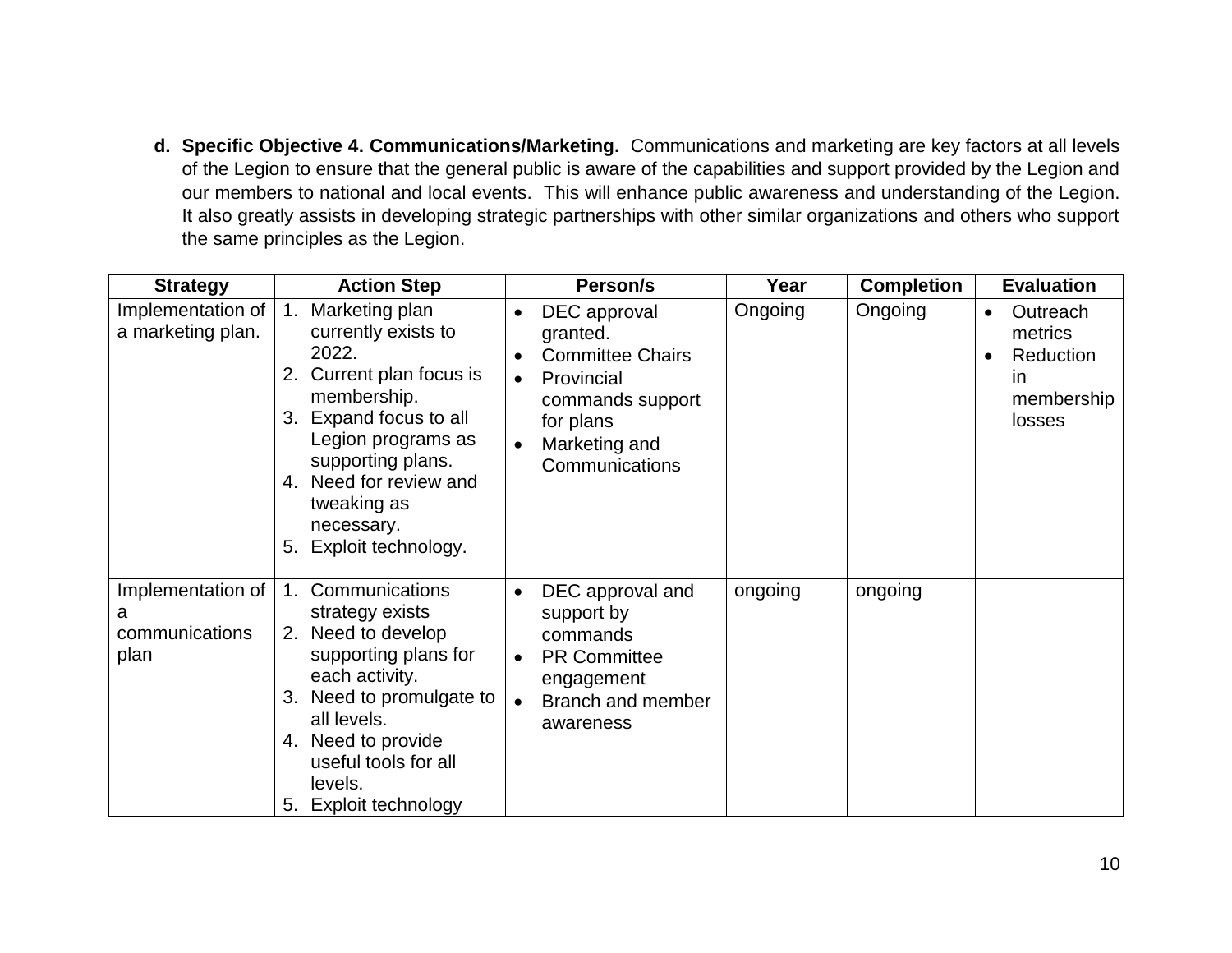**d. Specific Objective 4. Communications/Marketing.** Communications and marketing are key factors at all levels of the Legion to ensure that the general public is aware of the capabilities and support provided by the Legion and our members to national and local events. This will enhance public awareness and understanding of the Legion. It also greatly assists in developing strategic partnerships with other similar organizations and others who support the same principles as the Legion.

| Strategy | Action Step | Person/s | Year | Completion | Evaluation |
|---|---|---|---|---|---|
| Implementation of a marketing plan. | 1. Marketing plan currently exists to 2022.<br>2. Current plan focus is membership.<br>3. Expand focus to all Legion programs as supporting plans.<br>4. Need for review and tweaking as necessary.<br>5. Exploit technology. | • DEC approval granted.<br>• Committee Chairs<br>• Provincial commands support for plans<br>• Marketing and Communications | Ongoing | Ongoing | • Outreach metrics<br>• Reduction in membership losses |
| Implementation of a communications plan | 1. Communications strategy exists<br>2. Need to develop supporting plans for each activity.<br>3. Need to promulgate to all levels.<br>4. Need to provide useful tools for all levels.<br>5. Exploit technology | • DEC approval and support by commands<br>• PR Committee engagement<br>• Branch and member awareness | ongoing | ongoing | |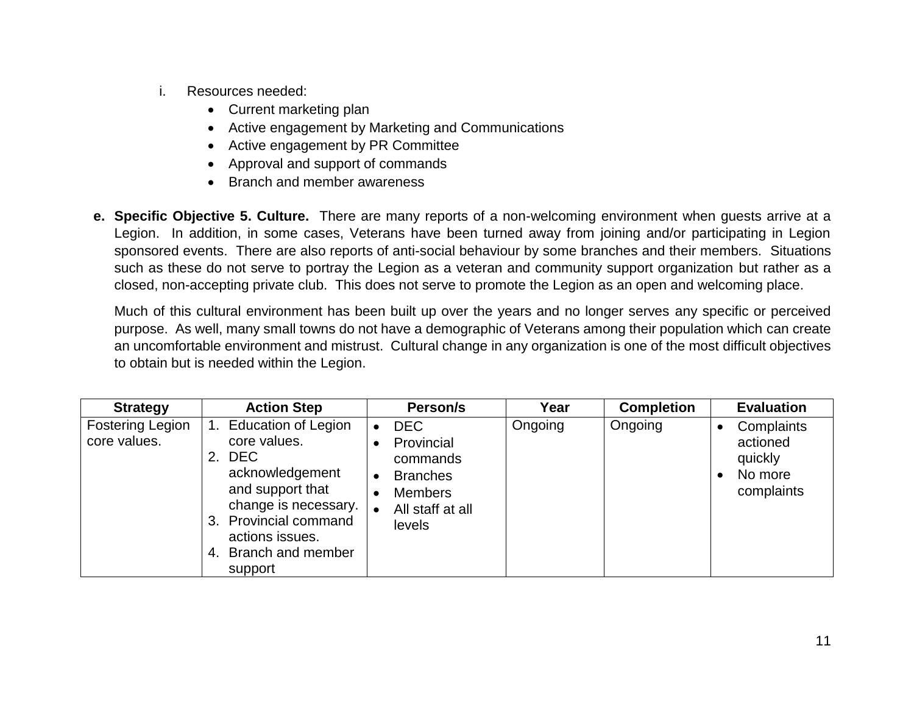i. Resources needed:
   - Current marketing plan
   - Active engagement by Marketing and Communications
   - Active engagement by PR Committee
   - Approval and support of commands
   - Branch and member awareness

**e. Specific Objective 5. Culture.** There are many reports of a non-welcoming environment when guests arrive at a Legion. In addition, in some cases, Veterans have been turned away from joining and/or participating in Legion sponsored events. There are also reports of anti-social behaviour by some branches and their members. Situations such as these do not serve to portray the Legion as a veteran and community support organization but rather as a closed, non-accepting private club. This does not serve to promote the Legion as an open and welcoming place.

Much of this cultural environment has been built up over the years and no longer serves any specific or perceived purpose. As well, many small towns do not have a demographic of Veterans among their population which can create an uncomfortable environment and mistrust. Cultural change in any organization is one of the most difficult objectives to obtain but is needed within the Legion.

| Strategy | Action Step | Person/s | Year | Completion | Evaluation |
|---|---|---|---|---|---|
| Fostering Legion core values. | 1. Education of Legion core values.<br>2. DEC acknowledgement and support that change is necessary.<br>3. Provincial command actions issues.<br>4. Branch and member support | • DEC<br>• Provincial commands<br>• Branches<br>• Members<br>• All staff at all levels | Ongoing | Ongoing | • Complaints actioned quickly<br>• No more complaints |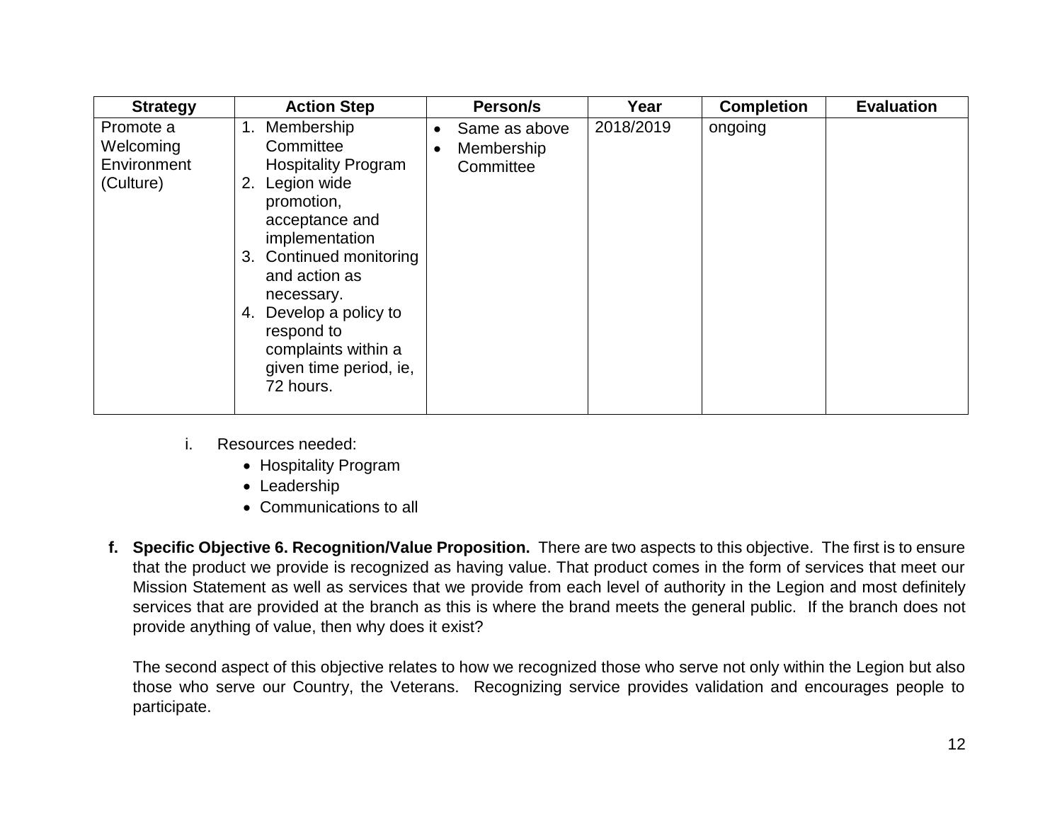| Strategy | Action Step | Person/s | Year | Completion | Evaluation |
|---|---|---|---|---|---|
| Promote a Welcoming Environment (Culture) | 1. Membership Committee Hospitality Program<br>2. Legion wide promotion, acceptance and implementation<br>3. Continued monitoring and action as necessary.<br>4. Develop a policy to respond to complaints within a given time period, ie, 72 hours. | • Same as above<br>• Membership Committee | 2018/2019 | ongoing | |

i. Resources needed:
   - Hospitality Program
   - Leadership
   - Communications to all

**f. Specific Objective 6. Recognition/Value Proposition.** There are two aspects to this objective. The first is to ensure that the product we provide is recognized as having value. That product comes in the form of services that meet our Mission Statement as well as services that we provide from each level of authority in the Legion and most definitely services that are provided at the branch as this is where the brand meets the general public. If the branch does not provide anything of value, then why does it exist?

The second aspect of this objective relates to how we recognized those who serve not only within the Legion but also those who serve our Country, the Veterans. Recognizing service provides validation and encourages people to participate.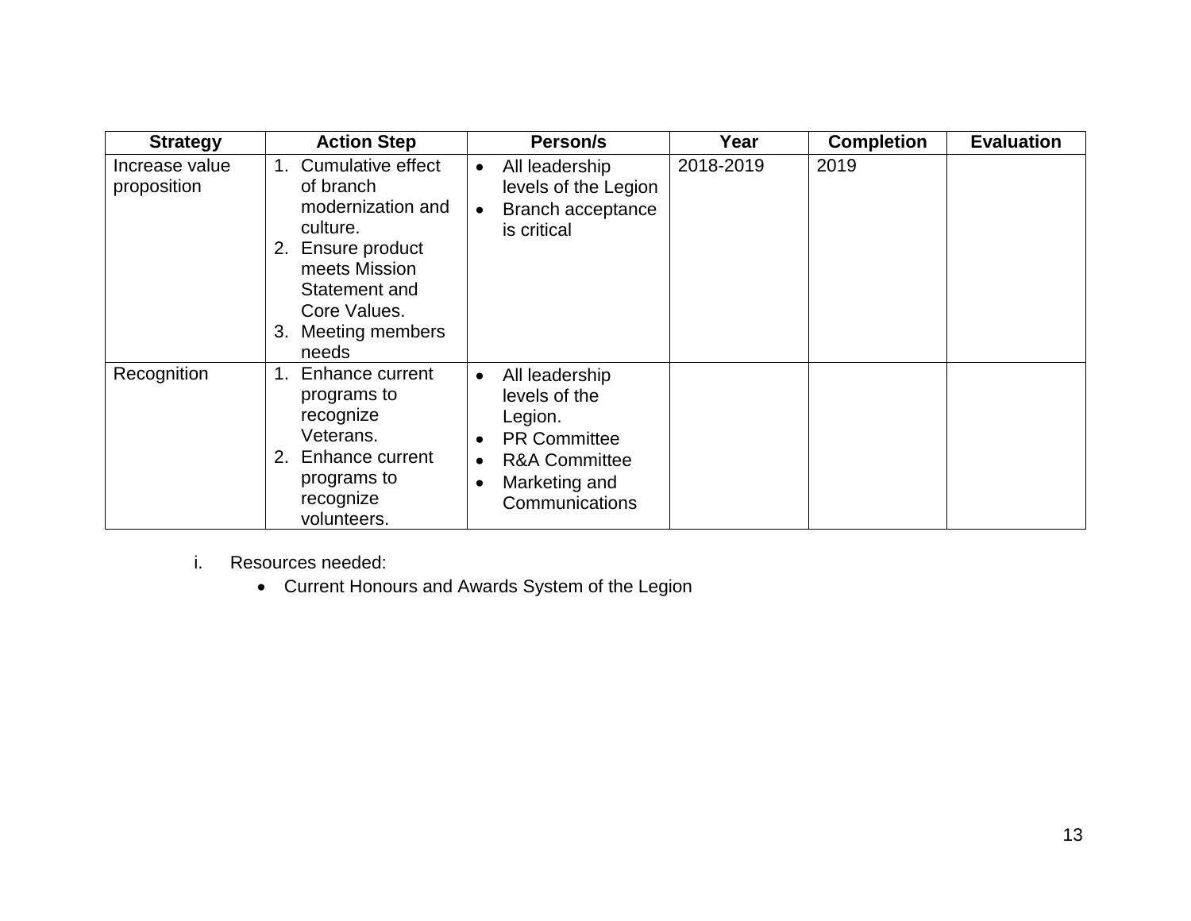| Strategy | Action Step | Person/s | Year | Completion | Evaluation |
| --- | --- | --- | --- | --- | --- |
| Increase value proposition | 1. Cumulative effect of branch modernization and culture.<br>2. Ensure product meets Mission Statement and Core Values.<br>3. Meeting members needs | • All leadership levels of the Legion<br>• Branch acceptance is critical | 2018-2019 | 2019 | |
| Recognition | 1. Enhance current programs to recognize Veterans.<br>2. Enhance current programs to recognize volunteers. | • All leadership levels of the Legion.<br>• PR Committee<br>• R&A Committee<br>• Marketing and Communications | | | |

i. Resources needed:
   - Current Honours and Awards System of the Legion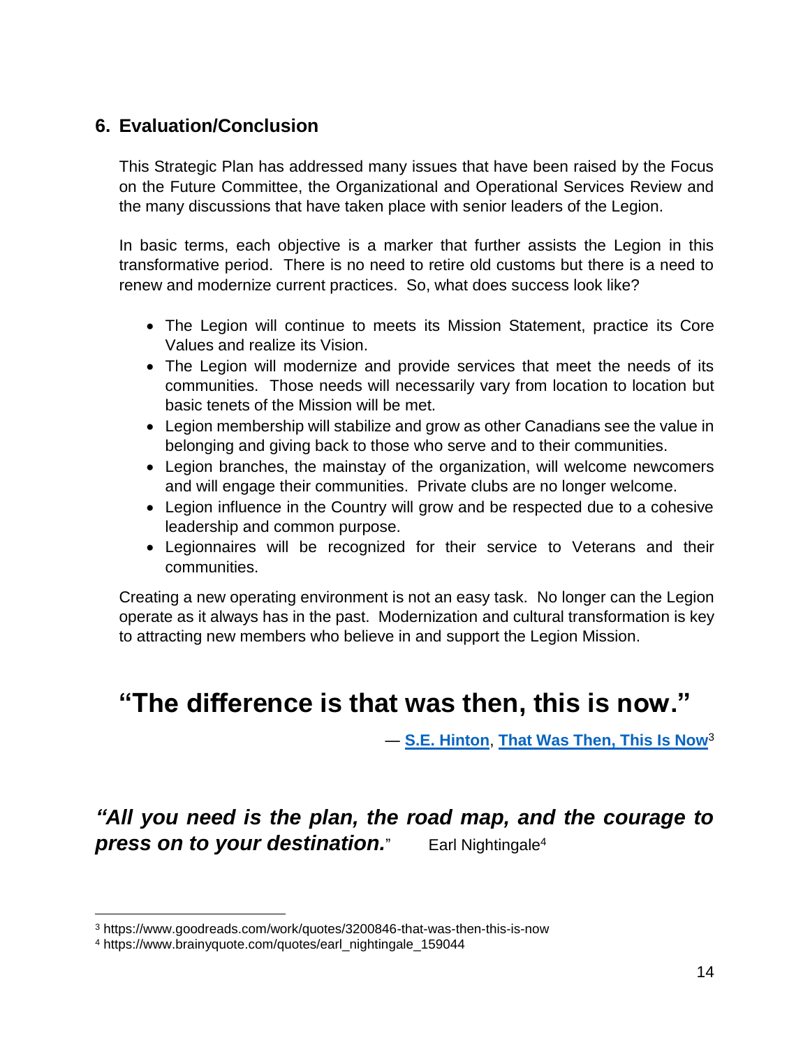## 6. Evaluation/Conclusion

This Strategic Plan has addressed many issues that have been raised by the Focus on the Future Committee, the Organizational and Operational Services Review and the many discussions that have taken place with senior leaders of the Legion.

In basic terms, each objective is a marker that further assists the Legion in this transformative period. There is no need to retire old customs but there is a need to renew and modernize current practices. So, what does success look like?

- The Legion will continue to meets its Mission Statement, practice its Core Values and realize its Vision.
- The Legion will modernize and provide services that meet the needs of its communities. Those needs will necessarily vary from location to location but basic tenets of the Mission will be met.
- Legion membership will stabilize and grow as other Canadians see the value in belonging and giving back to those who serve and to their communities.
- Legion branches, the mainstay of the organization, will welcome newcomers and will engage their communities. Private clubs are no longer welcome.
- Legion influence in the Country will grow and be respected due to a cohesive leadership and common purpose.
- Legionnaires will be recognized for their service to Veterans and their communities.

Creating a new operating environment is not an easy task. No longer can the Legion operate as it always has in the past. Modernization and cultural transformation is key to attracting new members who believe in and support the Legion Mission.

# "The difference is that was then, this is now."

— **S.E. Hinton**, **That Was Then, This Is Now**[3]

***"All you need is the plan, the road map, and the courage to press on to your destination."*** Earl Nightingale[4]

---

[3] https://www.goodreads.com/work/quotes/3200846-that-was-then-this-is-now

[4] https://www.brainyquote.com/quotes/earl_nightingale_159044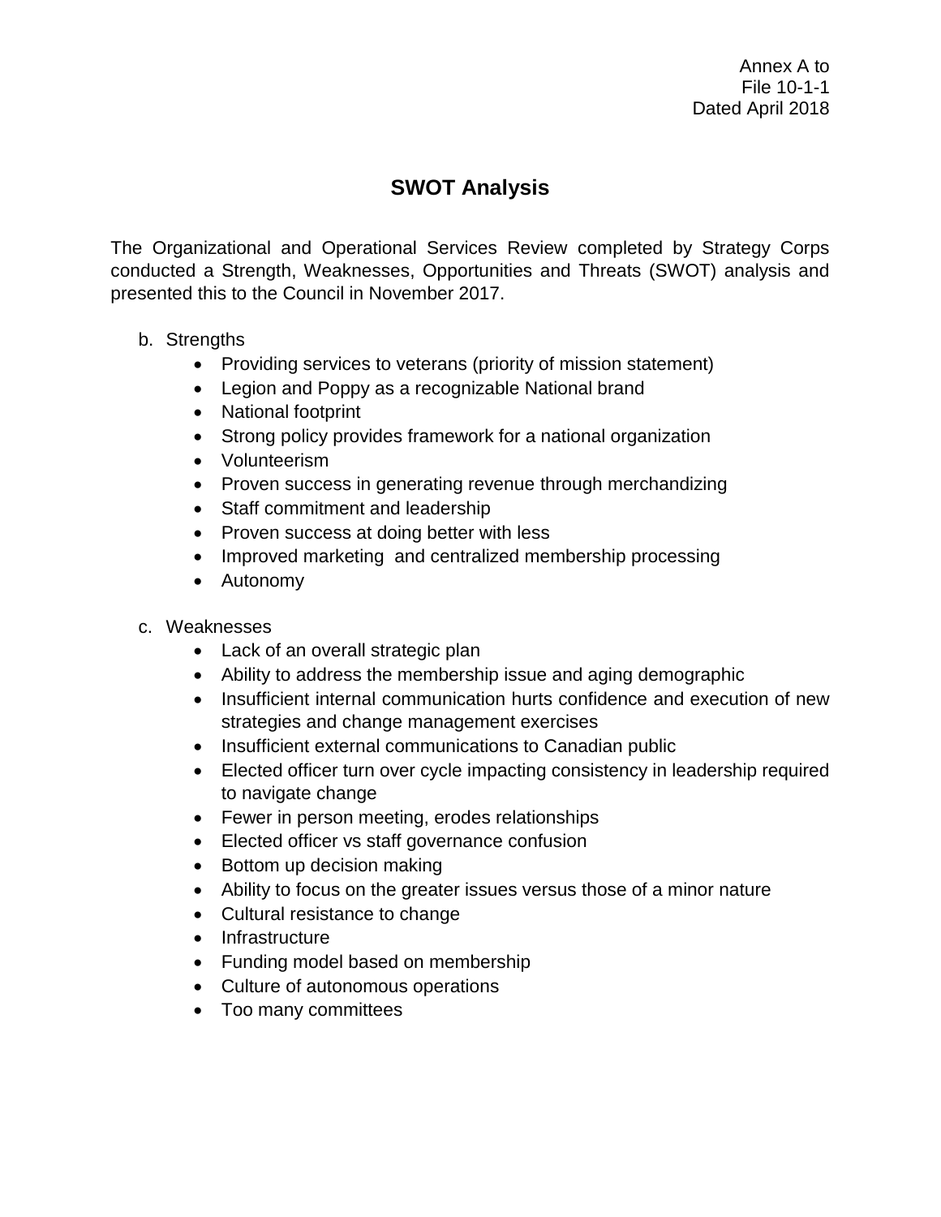Annex A to
File 10-1-1
Dated April 2018

# SWOT Analysis

The Organizational and Operational Services Review completed by Strategy Corps conducted a Strength, Weaknesses, Opportunities and Threats (SWOT) analysis and presented this to the Council in November 2017.

b. Strengths
   - Providing services to veterans (priority of mission statement)
   - Legion and Poppy as a recognizable National brand
   - National footprint
   - Strong policy provides framework for a national organization
   - Volunteerism
   - Proven success in generating revenue through merchandizing
   - Staff commitment and leadership
   - Proven success at doing better with less
   - Improved marketing and centralized membership processing
   - Autonomy

c. Weaknesses
   - Lack of an overall strategic plan
   - Ability to address the membership issue and aging demographic
   - Insufficient internal communication hurts confidence and execution of new strategies and change management exercises
   - Insufficient external communications to Canadian public
   - Elected officer turn over cycle impacting consistency in leadership required to navigate change
   - Fewer in person meeting, erodes relationships
   - Elected officer vs staff governance confusion
   - Bottom up decision making
   - Ability to focus on the greater issues versus those of a minor nature
   - Cultural resistance to change
   - Infrastructure
   - Funding model based on membership
   - Culture of autonomous operations
   - Too many committees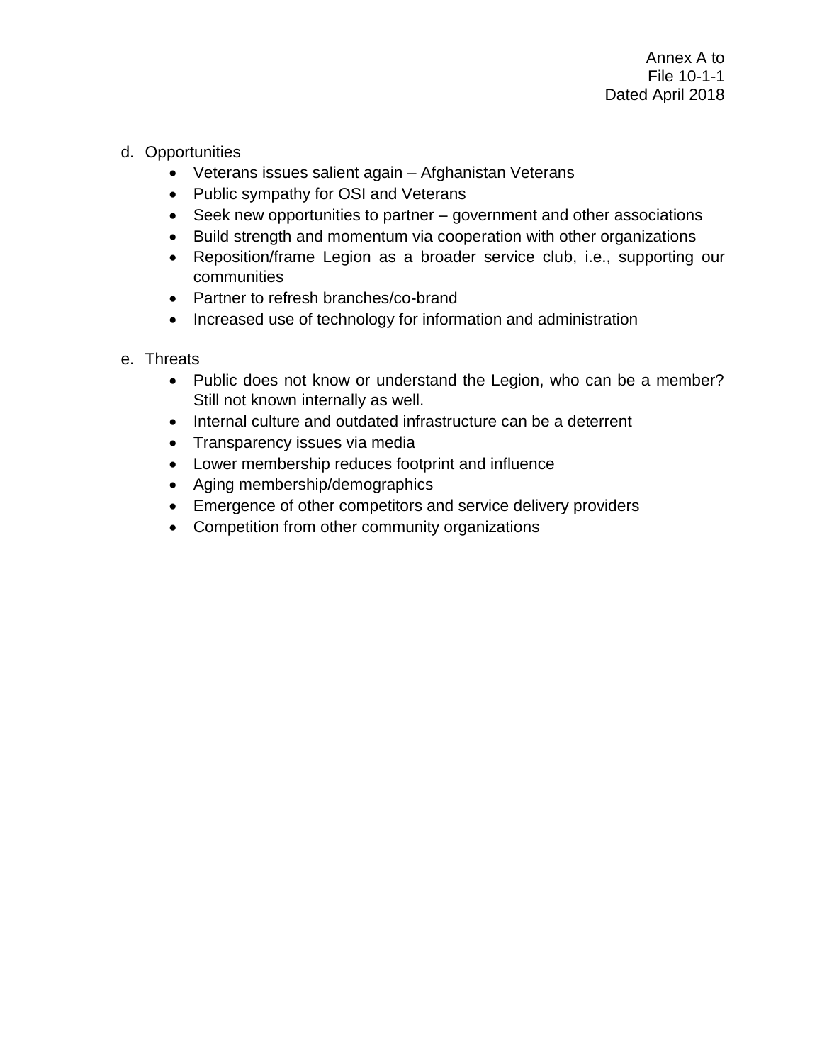Annex A to
File 10-1-1
Dated April 2018

d. Opportunities
   - Veterans issues salient again – Afghanistan Veterans
   - Public sympathy for OSI and Veterans
   - Seek new opportunities to partner – government and other associations
   - Build strength and momentum via cooperation with other organizations
   - Reposition/frame Legion as a broader service club, i.e., supporting our communities
   - Partner to refresh branches/co-brand
   - Increased use of technology for information and administration

e. Threats
   - Public does not know or understand the Legion, who can be a member? Still not known internally as well.
   - Internal culture and outdated infrastructure can be a deterrent
   - Transparency issues via media
   - Lower membership reduces footprint and influence
   - Aging membership/demographics
   - Emergence of other competitors and service delivery providers
   - Competition from other community organizations